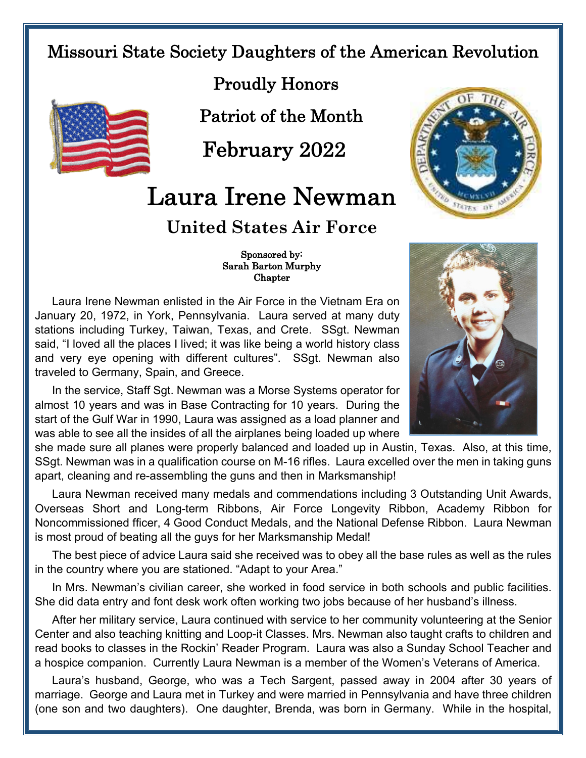# Missouri State Society Daughters of the American Revolution

## Proudly Honors

## Patriot of the Month

## February 2022

# Laura Irene Newman

## United States Air Force

**Sponsored by:**
**Sarah Barton Murphy**
**Chapter**

Laura Irene Newman enlisted in the Air Force in the Vietnam Era on January 20, 1972, in York, Pennsylvania. Laura served at many duty stations including Turkey, Taiwan, Texas, and Crete. SSgt. Newman said, "I loved all the places I lived; it was like being a world history class and very eye opening with different cultures". SSgt. Newman also traveled to Germany, Spain, and Greece.

In the service, Staff Sgt. Newman was a Morse Systems operator for almost 10 years and was in Base Contracting for 10 years. During the start of the Gulf War in 1990, Laura was assigned as a load planner and was able to see all the insides of all the airplanes being loaded up where she made sure all planes were properly balanced and loaded up in Austin, Texas. Also, at this time, SSgt. Newman was in a qualification course on M-16 rifles. Laura excelled over the men in taking guns apart, cleaning and re-assembling the guns and then in Marksmanship!

Laura Newman received many medals and commendations including 3 Outstanding Unit Awards, Overseas Short and Long-term Ribbons, Air Force Longevity Ribbon, Academy Ribbon for Noncommissioned fficer, 4 Good Conduct Medals, and the National Defense Ribbon. Laura Newman is most proud of beating all the guys for her Marksmanship Medal!

The best piece of advice Laura said she received was to obey all the base rules as well as the rules in the country where you are stationed. "Adapt to your Area."

In Mrs. Newman's civilian career, she worked in food service in both schools and public facilities. She did data entry and font desk work often working two jobs because of her husband's illness.

After her military service, Laura continued with service to her community volunteering at the Senior Center and also teaching knitting and Loop-it Classes. Mrs. Newman also taught crafts to children and read books to classes in the Rockin' Reader Program. Laura was also a Sunday School Teacher and a hospice companion. Currently Laura Newman is a member of the Women's Veterans of America.

Laura's husband, George, who was a Tech Sargent, passed away in 2004 after 30 years of marriage. George and Laura met in Turkey and were married in Pennsylvania and have three children (one son and two daughters). One daughter, Brenda, was born in Germany. While in the hospital,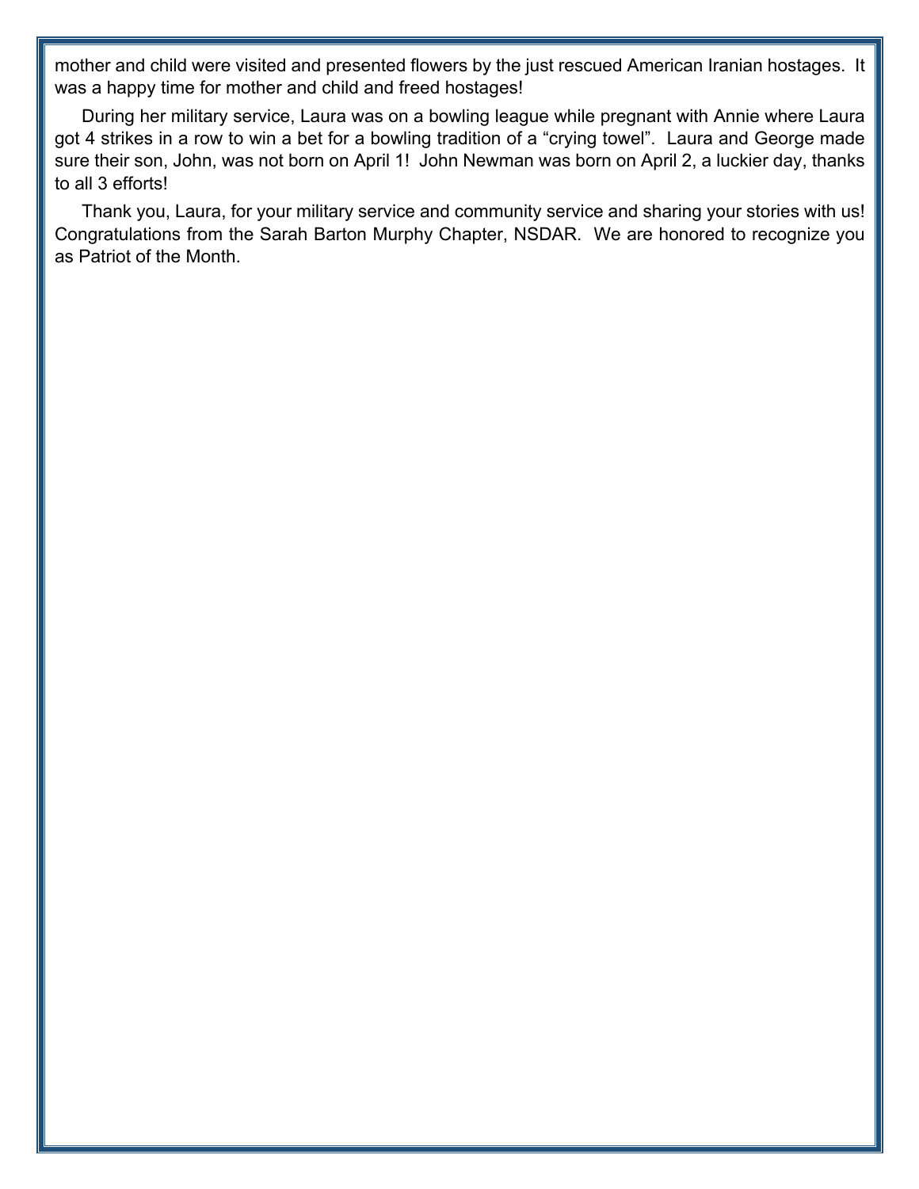mother and child were visited and presented flowers by the just rescued American Iranian hostages. It was a happy time for mother and child and freed hostages!

During her military service, Laura was on a bowling league while pregnant with Annie where Laura got 4 strikes in a row to win a bet for a bowling tradition of a "crying towel". Laura and George made sure their son, John, was not born on April 1! John Newman was born on April 2, a luckier day, thanks to all 3 efforts!

Thank you, Laura, for your military service and community service and sharing your stories with us! Congratulations from the Sarah Barton Murphy Chapter, NSDAR. We are honored to recognize you as Patriot of the Month.